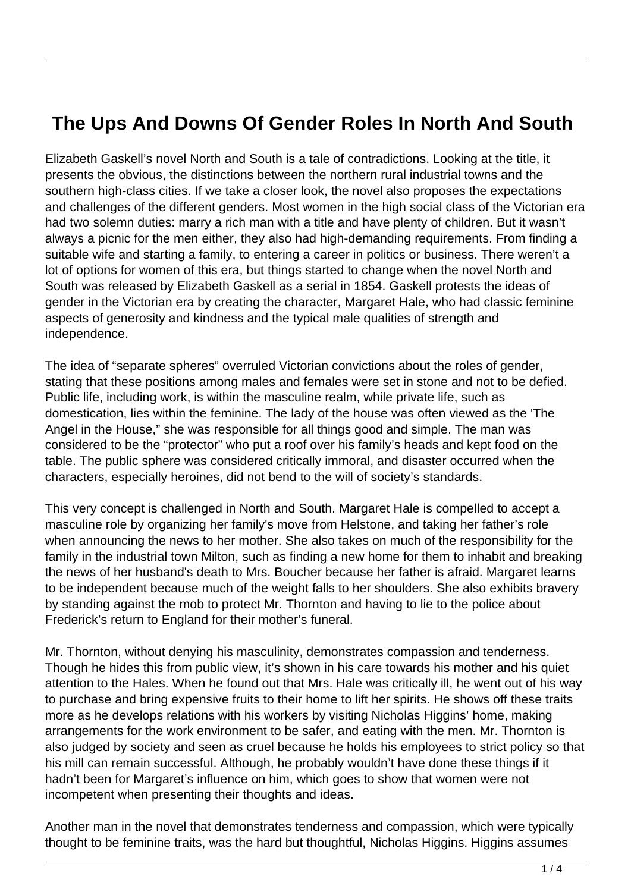# The Ups And Downs Of Gender Roles In North And South

Elizabeth Gaskell's novel North and South is a tale of contradictions. Looking at the title, it presents the obvious, the distinctions between the northern rural industrial towns and the southern high-class cities. If we take a closer look, the novel also proposes the expectations and challenges of the different genders. Most women in the high social class of the Victorian era had two solemn duties: marry a rich man with a title and have plenty of children. But it wasn't always a picnic for the men either, they also had high-demanding requirements. From finding a suitable wife and starting a family, to entering a career in politics or business. There weren't a lot of options for women of this era, but things started to change when the novel North and South was released by Elizabeth Gaskell as a serial in 1854. Gaskell protests the ideas of gender in the Victorian era by creating the character, Margaret Hale, who had classic feminine aspects of generosity and kindness and the typical male qualities of strength and independence.

The idea of "separate spheres" overruled Victorian convictions about the roles of gender, stating that these positions among males and females were set in stone and not to be defied. Public life, including work, is within the masculine realm, while private life, such as domestication, lies within the feminine. The lady of the house was often viewed as the 'The Angel in the House," she was responsible for all things good and simple. The man was considered to be the "protector" who put a roof over his family's heads and kept food on the table. The public sphere was considered critically immoral, and disaster occurred when the characters, especially heroines, did not bend to the will of society's standards.

This very concept is challenged in North and South. Margaret Hale is compelled to accept a masculine role by organizing her family's move from Helstone, and taking her father's role when announcing the news to her mother. She also takes on much of the responsibility for the family in the industrial town Milton, such as finding a new home for them to inhabit and breaking the news of her husband's death to Mrs. Boucher because her father is afraid. Margaret learns to be independent because much of the weight falls to her shoulders. She also exhibits bravery by standing against the mob to protect Mr. Thornton and having to lie to the police about Frederick's return to England for their mother's funeral.

Mr. Thornton, without denying his masculinity, demonstrates compassion and tenderness. Though he hides this from public view, it's shown in his care towards his mother and his quiet attention to the Hales. When he found out that Mrs. Hale was critically ill, he went out of his way to purchase and bring expensive fruits to their home to lift her spirits. He shows off these traits more as he develops relations with his workers by visiting Nicholas Higgins' home, making arrangements for the work environment to be safer, and eating with the men. Mr. Thornton is also judged by society and seen as cruel because he holds his employees to strict policy so that his mill can remain successful. Although, he probably wouldn't have done these things if it hadn't been for Margaret's influence on him, which goes to show that women were not incompetent when presenting their thoughts and ideas.

Another man in the novel that demonstrates tenderness and compassion, which were typically thought to be feminine traits, was the hard but thoughtful, Nicholas Higgins. Higgins assumes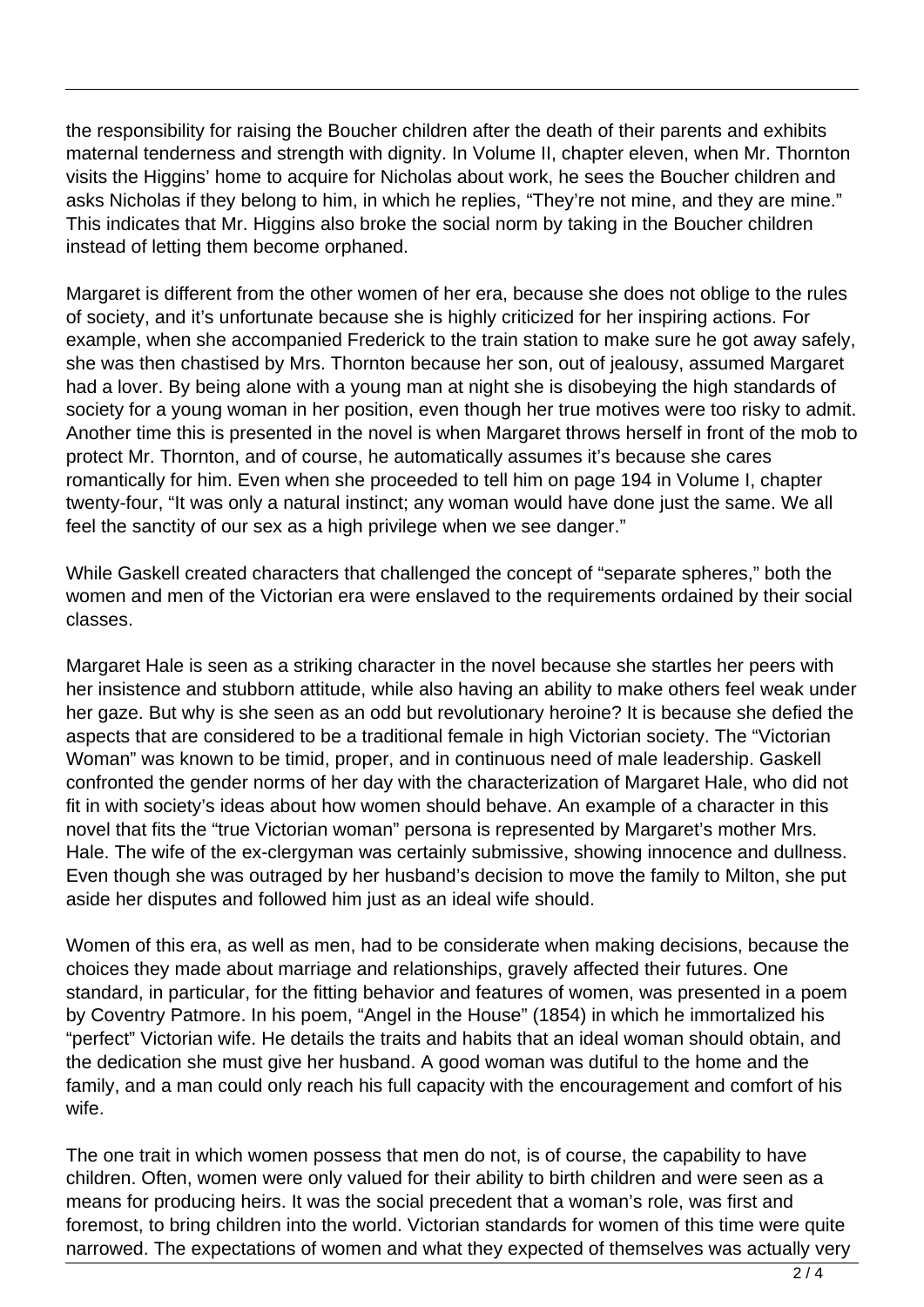the responsibility for raising the Boucher children after the death of their parents and exhibits maternal tenderness and strength with dignity. In Volume II, chapter eleven, when Mr. Thornton visits the Higgins' home to acquire for Nicholas about work, he sees the Boucher children and asks Nicholas if they belong to him, in which he replies, "They're not mine, and they are mine." This indicates that Mr. Higgins also broke the social norm by taking in the Boucher children instead of letting them become orphaned.

Margaret is different from the other women of her era, because she does not oblige to the rules of society, and it's unfortunate because she is highly criticized for her inspiring actions. For example, when she accompanied Frederick to the train station to make sure he got away safely, she was then chastised by Mrs. Thornton because her son, out of jealousy, assumed Margaret had a lover. By being alone with a young man at night she is disobeying the high standards of society for a young woman in her position, even though her true motives were too risky to admit. Another time this is presented in the novel is when Margaret throws herself in front of the mob to protect Mr. Thornton, and of course, he automatically assumes it's because she cares romantically for him. Even when she proceeded to tell him on page 194 in Volume I, chapter twenty-four, "It was only a natural instinct; any woman would have done just the same. We all feel the sanctity of our sex as a high privilege when we see danger."

While Gaskell created characters that challenged the concept of "separate spheres," both the women and men of the Victorian era were enslaved to the requirements ordained by their social classes.

Margaret Hale is seen as a striking character in the novel because she startles her peers with her insistence and stubborn attitude, while also having an ability to make others feel weak under her gaze. But why is she seen as an odd but revolutionary heroine? It is because she defied the aspects that are considered to be a traditional female in high Victorian society. The "Victorian Woman" was known to be timid, proper, and in continuous need of male leadership. Gaskell confronted the gender norms of her day with the characterization of Margaret Hale, who did not fit in with society's ideas about how women should behave. An example of a character in this novel that fits the "true Victorian woman" persona is represented by Margaret's mother Mrs. Hale. The wife of the ex-clergyman was certainly submissive, showing innocence and dullness. Even though she was outraged by her husband's decision to move the family to Milton, she put aside her disputes and followed him just as an ideal wife should.

Women of this era, as well as men, had to be considerate when making decisions, because the choices they made about marriage and relationships, gravely affected their futures. One standard, in particular, for the fitting behavior and features of women, was presented in a poem by Coventry Patmore. In his poem, "Angel in the House" (1854) in which he immortalized his "perfect" Victorian wife. He details the traits and habits that an ideal woman should obtain, and the dedication she must give her husband. A good woman was dutiful to the home and the family, and a man could only reach his full capacity with the encouragement and comfort of his wife.

The one trait in which women possess that men do not, is of course, the capability to have children. Often, women were only valued for their ability to birth children and were seen as a means for producing heirs. It was the social precedent that a woman's role, was first and foremost, to bring children into the world. Victorian standards for women of this time were quite narrowed. The expectations of women and what they expected of themselves was actually very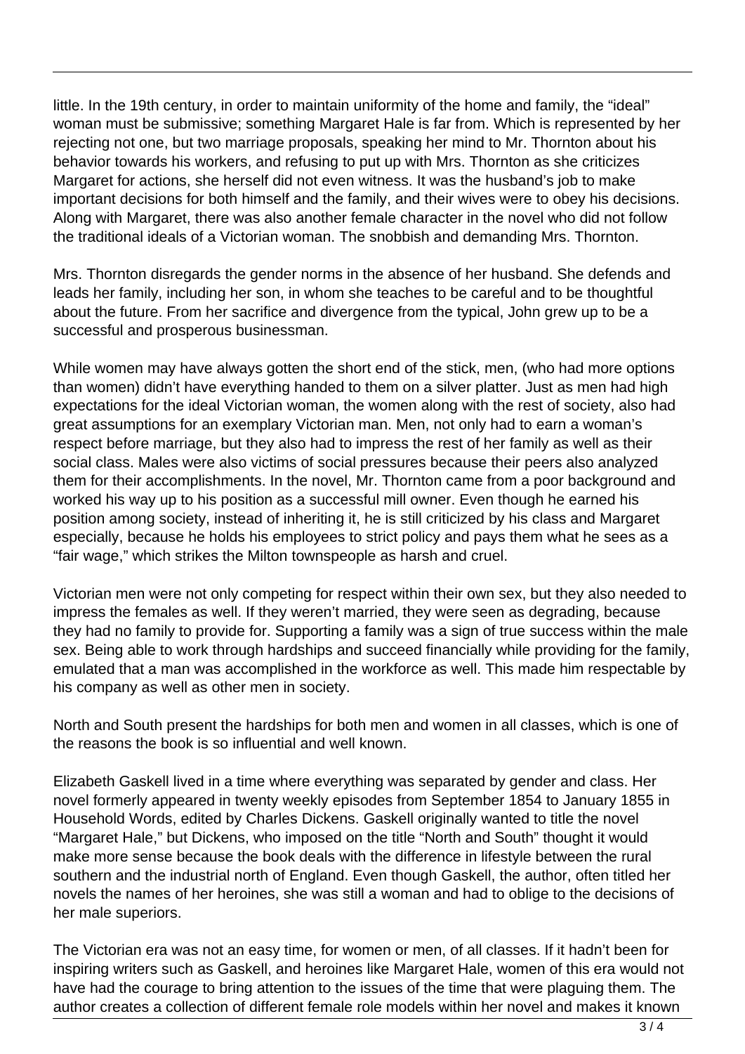little. In the 19th century, in order to maintain uniformity of the home and family, the “ideal” woman must be submissive; something Margaret Hale is far from. Which is represented by her rejecting not one, but two marriage proposals, speaking her mind to Mr. Thornton about his behavior towards his workers, and refusing to put up with Mrs. Thornton as she criticizes Margaret for actions, she herself did not even witness. It was the husband’s job to make important decisions for both himself and the family, and their wives were to obey his decisions. Along with Margaret, there was also another female character in the novel who did not follow the traditional ideals of a Victorian woman. The snobbish and demanding Mrs. Thornton.

Mrs. Thornton disregards the gender norms in the absence of her husband. She defends and leads her family, including her son, in whom she teaches to be careful and to be thoughtful about the future. From her sacrifice and divergence from the typical, John grew up to be a successful and prosperous businessman.

While women may have always gotten the short end of the stick, men, (who had more options than women) didn’t have everything handed to them on a silver platter. Just as men had high expectations for the ideal Victorian woman, the women along with the rest of society, also had great assumptions for an exemplary Victorian man. Men, not only had to earn a woman’s respect before marriage, but they also had to impress the rest of her family as well as their social class. Males were also victims of social pressures because their peers also analyzed them for their accomplishments. In the novel, Mr. Thornton came from a poor background and worked his way up to his position as a successful mill owner. Even though he earned his position among society, instead of inheriting it, he is still criticized by his class and Margaret especially, because he holds his employees to strict policy and pays them what he sees as a “fair wage,” which strikes the Milton townspeople as harsh and cruel.

Victorian men were not only competing for respect within their own sex, but they also needed to impress the females as well. If they weren’t married, they were seen as degrading, because they had no family to provide for. Supporting a family was a sign of true success within the male sex. Being able to work through hardships and succeed financially while providing for the family, emulated that a man was accomplished in the workforce as well. This made him respectable by his company as well as other men in society.

North and South present the hardships for both men and women in all classes, which is one of the reasons the book is so influential and well known.

Elizabeth Gaskell lived in a time where everything was separated by gender and class. Her novel formerly appeared in twenty weekly episodes from September 1854 to January 1855 in Household Words, edited by Charles Dickens. Gaskell originally wanted to title the novel “Margaret Hale,” but Dickens, who imposed on the title “North and South” thought it would make more sense because the book deals with the difference in lifestyle between the rural southern and the industrial north of England. Even though Gaskell, the author, often titled her novels the names of her heroines, she was still a woman and had to oblige to the decisions of her male superiors.

The Victorian era was not an easy time, for women or men, of all classes. If it hadn’t been for inspiring writers such as Gaskell, and heroines like Margaret Hale, women of this era would not have had the courage to bring attention to the issues of the time that were plaguing them. The author creates a collection of different female role models within her novel and makes it known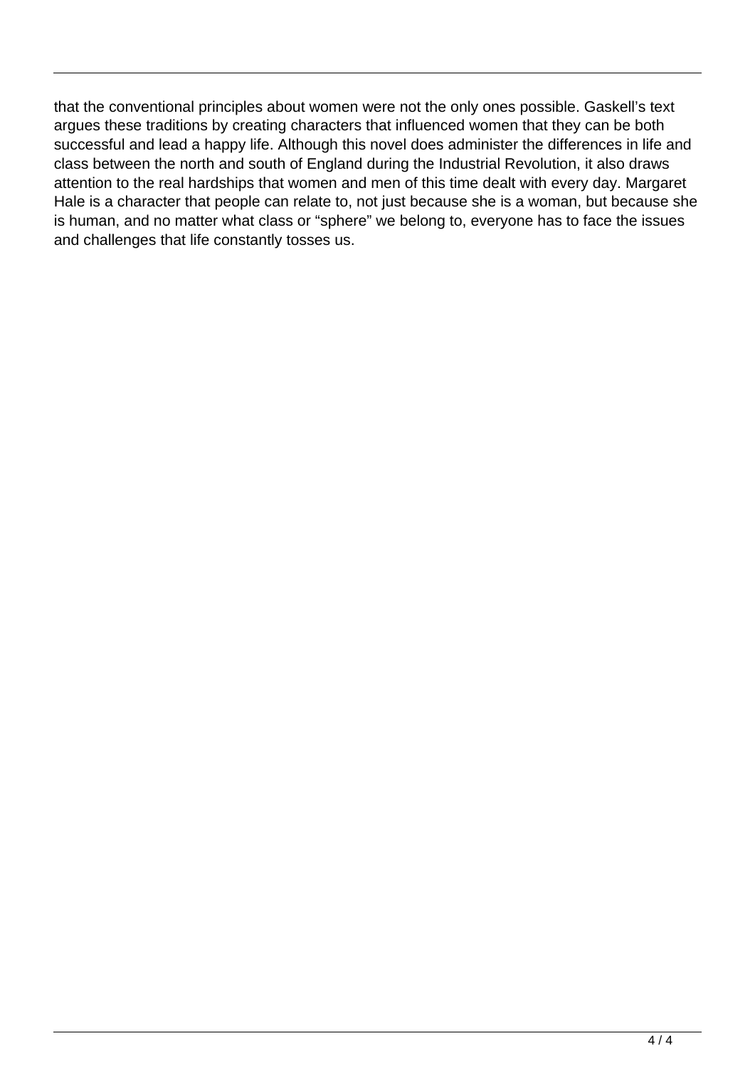that the conventional principles about women were not the only ones possible. Gaskell's text argues these traditions by creating characters that influenced women that they can be both successful and lead a happy life. Although this novel does administer the differences in life and class between the north and south of England during the Industrial Revolution, it also draws attention to the real hardships that women and men of this time dealt with every day. Margaret Hale is a character that people can relate to, not just because she is a woman, but because she is human, and no matter what class or "sphere" we belong to, everyone has to face the issues and challenges that life constantly tosses us.